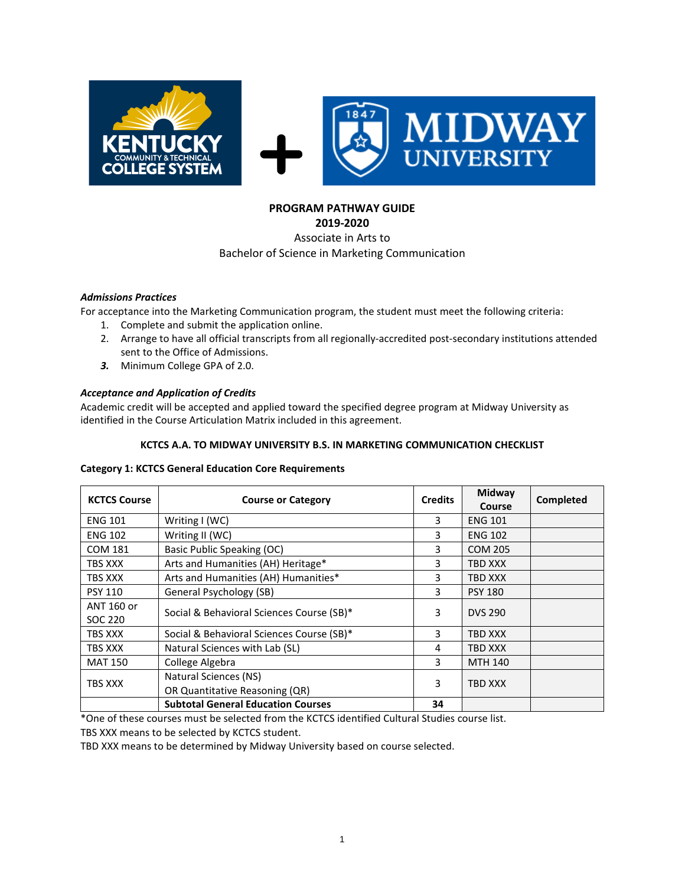**PROGRAM PATHWAY GUIDE**
**2019-2020**
Associate in Arts to
Bachelor of Science in Marketing Communication

***Admissions Practices***

For acceptance into the Marketing Communication program, the student must meet the following criteria:

1. Complete and submit the application online.
2. Arrange to have all official transcripts from all regionally-accredited post-secondary institutions attended sent to the Office of Admissions.
3. Minimum College GPA of 2.0.

***Acceptance and Application of Credits***

Academic credit will be accepted and applied toward the specified degree program at Midway University as identified in the Course Articulation Matrix included in this agreement.

**KCTCS A.A. TO MIDWAY UNIVERSITY B.S. IN MARKETING COMMUNICATION CHECKLIST**

**Category 1: KCTCS General Education Core Requirements**

| KCTCS Course | Course or Category | Credits | Midway Course | Completed |
|---|---|---|---|---|
| ENG 101 | Writing I (WC) | 3 | ENG 101 | |
| ENG 102 | Writing II (WC) | 3 | ENG 102 | |
| COM 181 | Basic Public Speaking (OC) | 3 | COM 205 | |
| TBS XXX | Arts and Humanities (AH) Heritage* | 3 | TBD XXX | |
| TBS XXX | Arts and Humanities (AH) Humanities* | 3 | TBD XXX | |
| PSY 110 | General Psychology (SB) | 3 | PSY 180 | |
| ANT 160 or SOC 220 | Social & Behavioral Sciences Course (SB)* | 3 | DVS 290 | |
| TBS XXX | Social & Behavioral Sciences Course (SB)* | 3 | TBD XXX | |
| TBS XXX | Natural Sciences with Lab (SL) | 4 | TBD XXX | |
| MAT 150 | College Algebra | 3 | MTH 140 | |
| TBS XXX | Natural Sciences (NS) OR Quantitative Reasoning (QR) | 3 | TBD XXX | |
| | **Subtotal General Education Courses** | **34** | | |

*One of these courses must be selected from the KCTCS identified Cultural Studies course list.

TBS XXX means to be selected by KCTCS student.

TBD XXX means to be determined by Midway University based on course selected.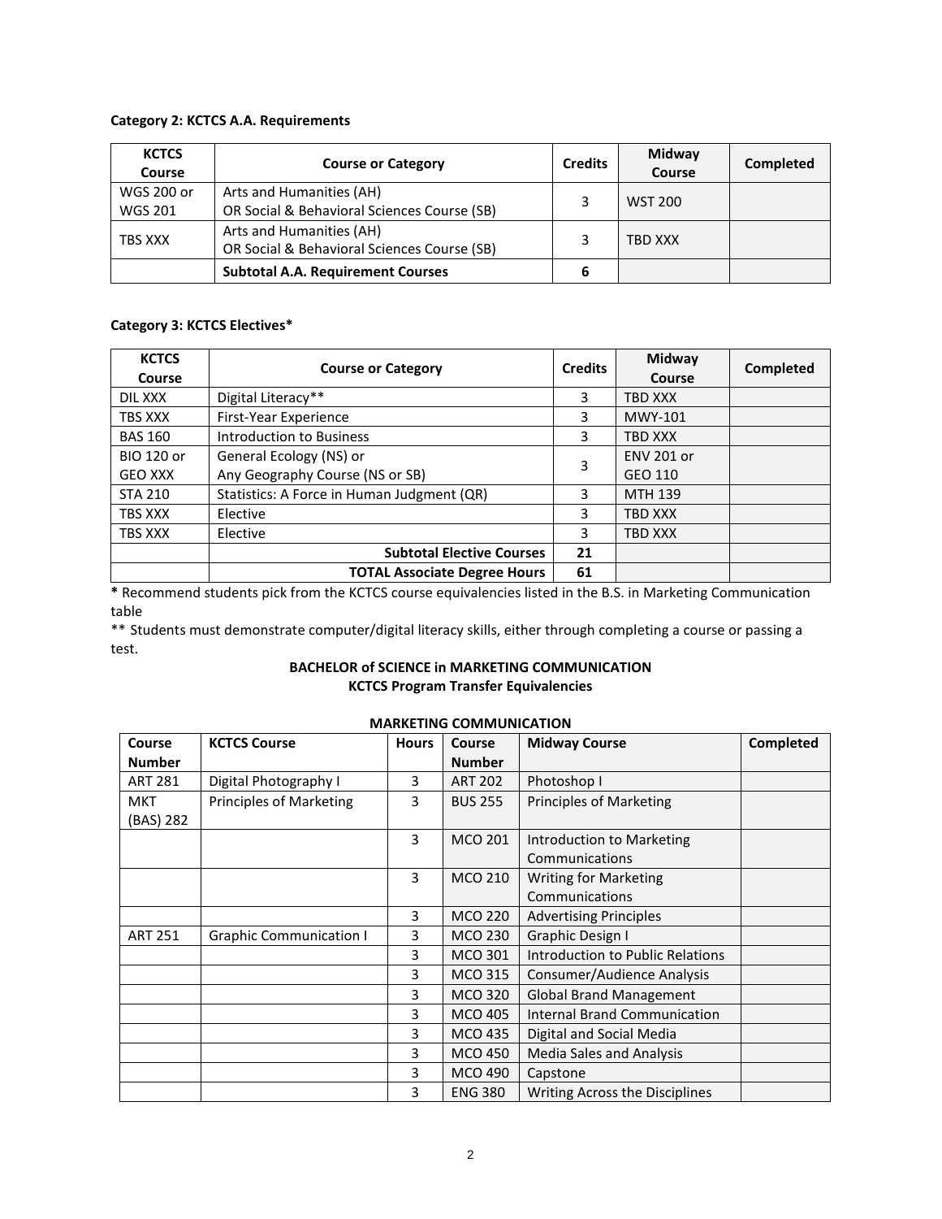**Category 2: KCTCS A.A. Requirements**

| KCTCS Course | Course or Category | Credits | Midway Course | Completed |
|---|---|---|---|---|
| WGS 200 or WGS 201 | Arts and Humanities (AH) OR Social & Behavioral Sciences Course (SB) | 3 | WST 200 | |
| TBS XXX | Arts and Humanities (AH) OR Social & Behavioral Sciences Course (SB) | 3 | TBD XXX | |
| | **Subtotal A.A. Requirement Courses** | **6** | | |

**Category 3: KCTCS Electives***

| KCTCS Course | Course or Category | Credits | Midway Course | Completed |
|---|---|---|---|---|
| DIL XXX | Digital Literacy** | 3 | TBD XXX | |
| TBS XXX | First-Year Experience | 3 | MWY-101 | |
| BAS 160 | Introduction to Business | 3 | TBD XXX | |
| BIO 120 or GEO XXX | General Ecology (NS) or Any Geography Course (NS or SB) | 3 | ENV 201 or GEO 110 | |
| STA 210 | Statistics: A Force in Human Judgment (QR) | 3 | MTH 139 | |
| TBS XXX | Elective | 3 | TBD XXX | |
| TBS XXX | Elective | 3 | TBD XXX | |
| | **Subtotal Elective Courses** | **21** | | |
| | **TOTAL Associate Degree Hours** | **61** | | |

**\*** Recommend students pick from the KCTCS course equivalencies listed in the B.S. in Marketing Communication table

** Students must demonstrate computer/digital literacy skills, either through completing a course or passing a test.

**BACHELOR of SCIENCE in MARKETING COMMUNICATION**
**KCTCS Program Transfer Equivalencies**

**MARKETING COMMUNICATION**

| Course Number | KCTCS Course | Hours | Course Number | Midway Course | Completed |
|---|---|---|---|---|---|
| ART 281 | Digital Photography I | 3 | ART 202 | Photoshop I | |
| MKT (BAS) 282 | Principles of Marketing | 3 | BUS 255 | Principles of Marketing | |
| | | 3 | MCO 201 | Introduction to Marketing Communications | |
| | | 3 | MCO 210 | Writing for Marketing Communications | |
| | | 3 | MCO 220 | Advertising Principles | |
| ART 251 | Graphic Communication I | 3 | MCO 230 | Graphic Design I | |
| | | 3 | MCO 301 | Introduction to Public Relations | |
| | | 3 | MCO 315 | Consumer/Audience Analysis | |
| | | 3 | MCO 320 | Global Brand Management | |
| | | 3 | MCO 405 | Internal Brand Communication | |
| | | 3 | MCO 435 | Digital and Social Media | |
| | | 3 | MCO 450 | Media Sales and Analysis | |
| | | 3 | MCO 490 | Capstone | |
| | | 3 | ENG 380 | Writing Across the Disciplines | |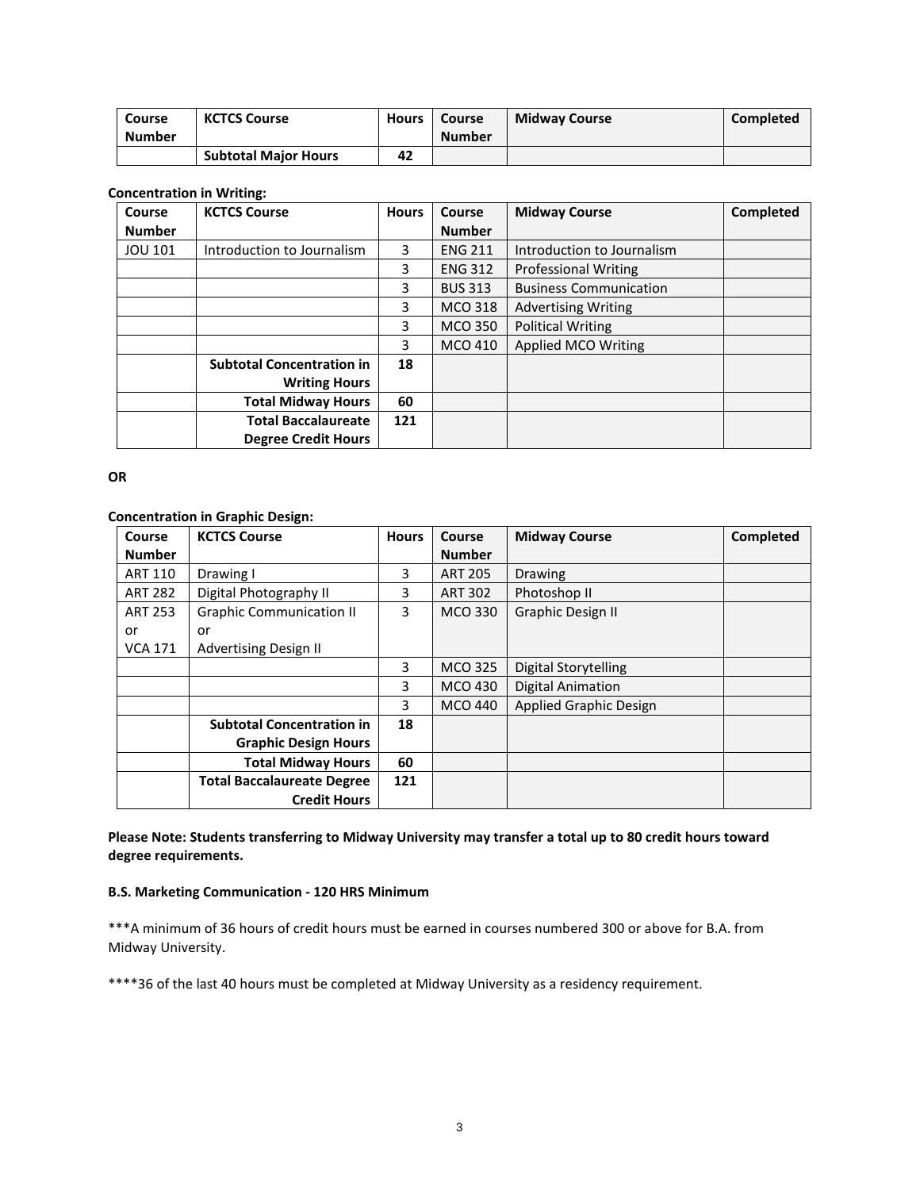| Course Number | KCTCS Course | Hours | Course Number | Midway Course | Completed |
|---|---|---|---|---|---|
| | **Subtotal Major Hours** | **42** | | | |

**Concentration in Writing:**

| Course Number | KCTCS Course | Hours | Course Number | Midway Course | Completed |
|---|---|---|---|---|---|
| JOU 101 | Introduction to Journalism | 3 | ENG 211 | Introduction to Journalism | |
| | | 3 | ENG 312 | Professional Writing | |
| | | 3 | BUS 313 | Business Communication | |
| | | 3 | MCO 318 | Advertising Writing | |
| | | 3 | MCO 350 | Political Writing | |
| | | 3 | MCO 410 | Applied MCO Writing | |
| | **Subtotal Concentration in Writing Hours** | **18** | | | |
| | **Total Midway Hours** | **60** | | | |
| | **Total Baccalaureate Degree Credit Hours** | **121** | | | |

**OR**

**Concentration in Graphic Design:**

| Course Number | KCTCS Course | Hours | Course Number | Midway Course | Completed |
|---|---|---|---|---|---|
| ART 110 | Drawing I | 3 | ART 205 | Drawing | |
| ART 282 | Digital Photography II | 3 | ART 302 | Photoshop II | |
| ART 253 or VCA 171 | Graphic Communication II or Advertising Design II | 3 | MCO 330 | Graphic Design II | |
| | | 3 | MCO 325 | Digital Storytelling | |
| | | 3 | MCO 430 | Digital Animation | |
| | | 3 | MCO 440 | Applied Graphic Design | |
| | **Subtotal Concentration in Graphic Design Hours** | **18** | | | |
| | **Total Midway Hours** | **60** | | | |
| | **Total Baccalaureate Degree Credit Hours** | **121** | | | |

**Please Note: Students transferring to Midway University may transfer a total up to 80 credit hours toward degree requirements.**

**B.S. Marketing Communication - 120 HRS Minimum**

***A minimum of 36 hours of credit hours must be earned in courses numbered 300 or above for B.A. from Midway University.

****36 of the last 40 hours must be completed at Midway University as a residency requirement.